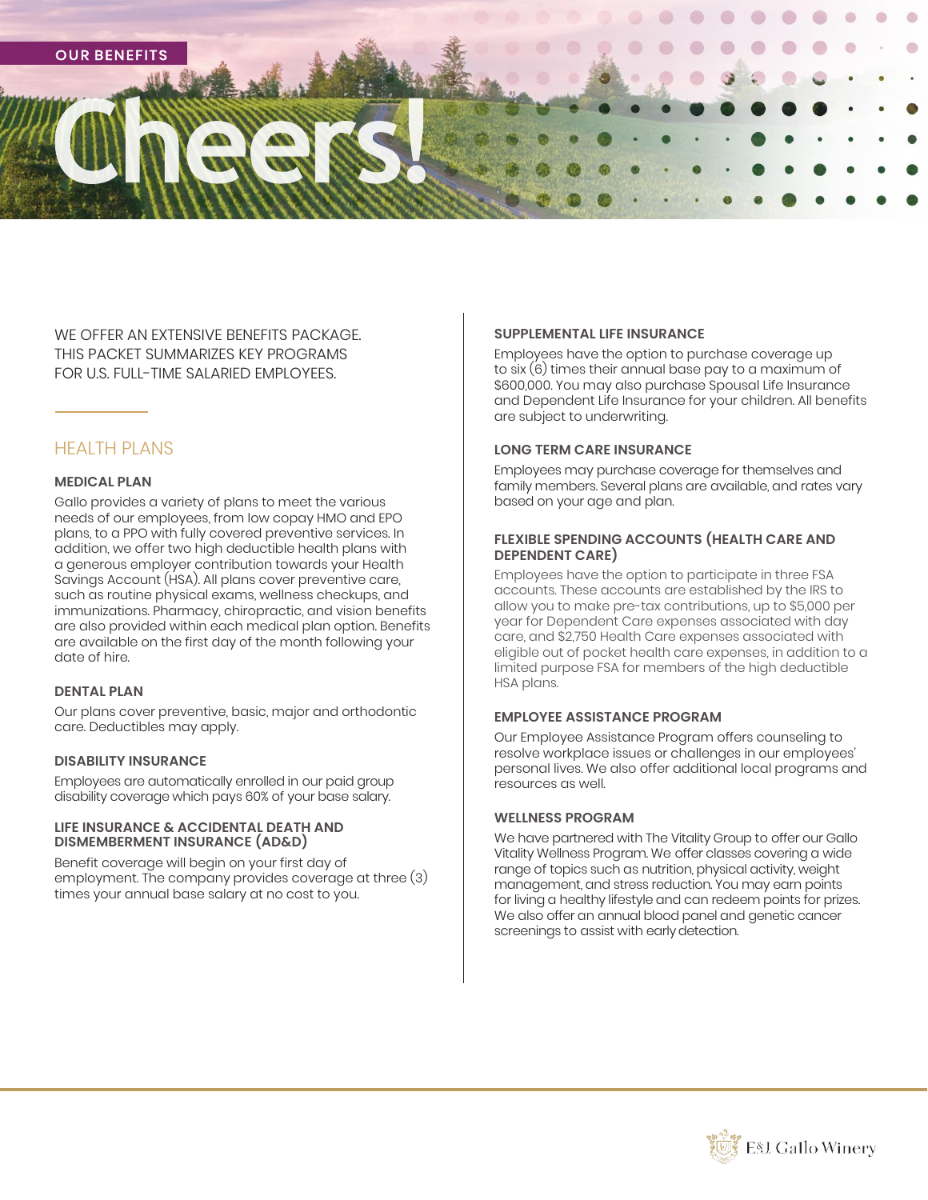OUR BENEFITS

# Cheers!

WE OFFER AN EXTENSIVE BENEFITS PACKAGE. THIS PACKET SUMMARIZES KEY PROGRAMS FOR U.S. FULL-TIME SALARIED EMPLOYEES.

## HEALTH PLANS

### MEDICAL PLAN

Gallo provides a variety of plans to meet the various needs of our employees, from low copay HMO and EPO plans, to a PPO with fully covered preventive services. In addition, we offer two high deductible health plans with a generous employer contribution towards your Health Savings Account (HSA). All plans cover preventive care, such as routine physical exams, wellness checkups, and immunizations. Pharmacy, chiropractic, and vision benefits are also provided within each medical plan option. Benefits are available on the first day of the month following your date of hire.

### DENTAL PLAN

Our plans cover preventive, basic, major and orthodontic care. Deductibles may apply.

### DISABILITY INSURANCE

Employees are automatically enrolled in our paid group disability coverage which pays 60% of your base salary.

### LIFE INSURANCE & ACCIDENTAL DEATH AND DISMEMBERMENT INSURANCE (AD&D)

Benefit coverage will begin on your first day of employment. The company provides coverage at three (3) times your annual base salary at no cost to you.

### SUPPLEMENTAL LIFE INSURANCE

Employees have the option to purchase coverage up to six (6) times their annual base pay to a maximum of $600,000. You may also purchase Spousal Life Insurance and Dependent Life Insurance for your children. All benefits are subject to underwriting.

### LONG TERM CARE INSURANCE

Employees may purchase coverage for themselves and family members. Several plans are available, and rates vary based on your age and plan.

### FLEXIBLE SPENDING ACCOUNTS (HEALTH CARE AND DEPENDENT CARE)

Employees have the option to participate in three FSA accounts. These accounts are established by the IRS to allow you to make pre-tax contributions, up to $5,000 per year for Dependent Care expenses associated with day care, and $2,750 Health Care expenses associated with eligible out of pocket health care expenses, in addition to a limited purpose FSA for members of the high deductible HSA plans.

### EMPLOYEE ASSISTANCE PROGRAM

Our Employee Assistance Program offers counseling to resolve workplace issues or challenges in our employees' personal lives. We also offer additional local programs and resources as well.

### WELLNESS PROGRAM

We have partnered with The Vitality Group to offer our Gallo Vitality Wellness Program. We offer classes covering a wide range of topics such as nutrition, physical activity, weight management, and stress reduction. You may earn points for living a healthy lifestyle and can redeem points for prizes. We also offer an annual blood panel and genetic cancer screenings to assist with early detection.

E&J. Gallo Winery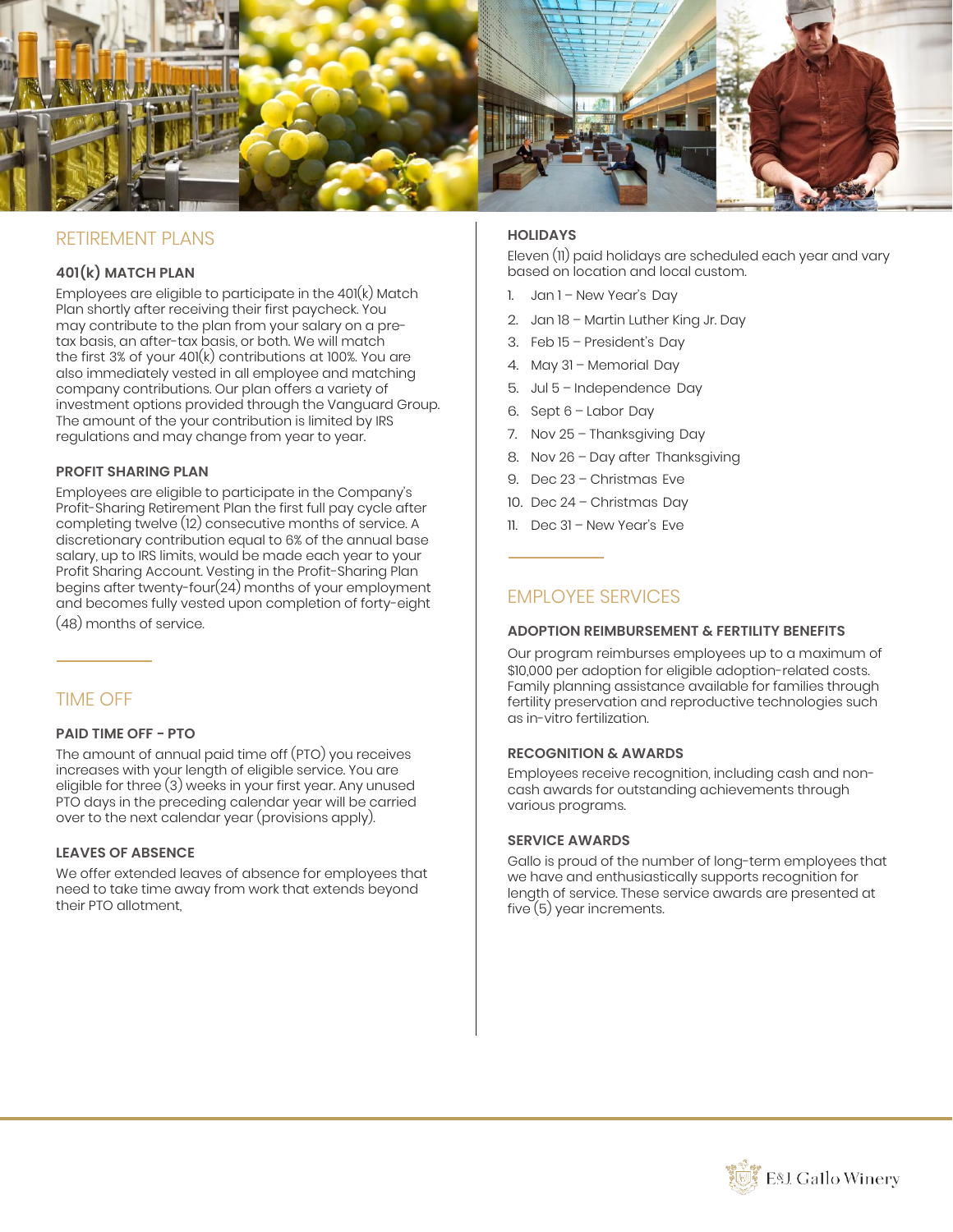## RETIREMENT PLANS

### 401(k) MATCH PLAN

Employees are eligible to participate in the 401(k) Match Plan shortly after receiving their first paycheck. You may contribute to the plan from your salary on a pre-tax basis, an after-tax basis, or both. We will match the first 3% of your 401(k) contributions at 100%. You are also immediately vested in all employee and matching company contributions. Our plan offers a variety of investment options provided through the Vanguard Group. The amount of the your contribution is limited by IRS regulations and may change from year to year.

### PROFIT SHARING PLAN

Employees are eligible to participate in the Company's Profit-Sharing Retirement Plan the first full pay cycle after completing twelve (12) consecutive months of service. A discretionary contribution equal to 6% of the annual base salary, up to IRS limits, would be made each year to your Profit Sharing Account. Vesting in the Profit-Sharing Plan begins after twenty-four(24) months of your employment and becomes fully vested upon completion of forty-eight (48) months of service.

## TIME OFF

### PAID TIME OFF - PTO

The amount of annual paid time off (PTO) you receives increases with your length of eligible service. You are eligible for three (3) weeks in your first year. Any unused PTO days in the preceding calendar year will be carried over to the next calendar year (provisions apply).

### LEAVES OF ABSENCE

We offer extended leaves of absence for employees that need to take time away from work that extends beyond their PTO allotment,

### HOLIDAYS

Eleven (11) paid holidays are scheduled each year and vary based on location and local custom.

1. Jan 1 – New Year's Day
2. Jan 18 – Martin Luther King Jr. Day
3. Feb 15 – President's Day
4. May 31 – Memorial Day
5. Jul 5 – Independence Day
6. Sept 6 – Labor Day
7. Nov 25 – Thanksgiving Day
8. Nov 26 – Day after Thanksgiving
9. Dec 23 – Christmas Eve
10. Dec 24 – Christmas Day
11. Dec 31 – New Year's Eve

## EMPLOYEE SERVICES

### ADOPTION REIMBURSEMENT & FERTILITY BENEFITS

Our program reimburses employees up to a maximum of $10,000 per adoption for eligible adoption-related costs. Family planning assistance available for families through fertility preservation and reproductive technologies such as in-vitro fertilization.

### RECOGNITION & AWARDS

Employees receive recognition, including cash and non-cash awards for outstanding achievements through various programs.

### SERVICE AWARDS

Gallo is proud of the number of long-term employees that we have and enthusiastically supports recognition for length of service. These service awards are presented at five (5) year increments.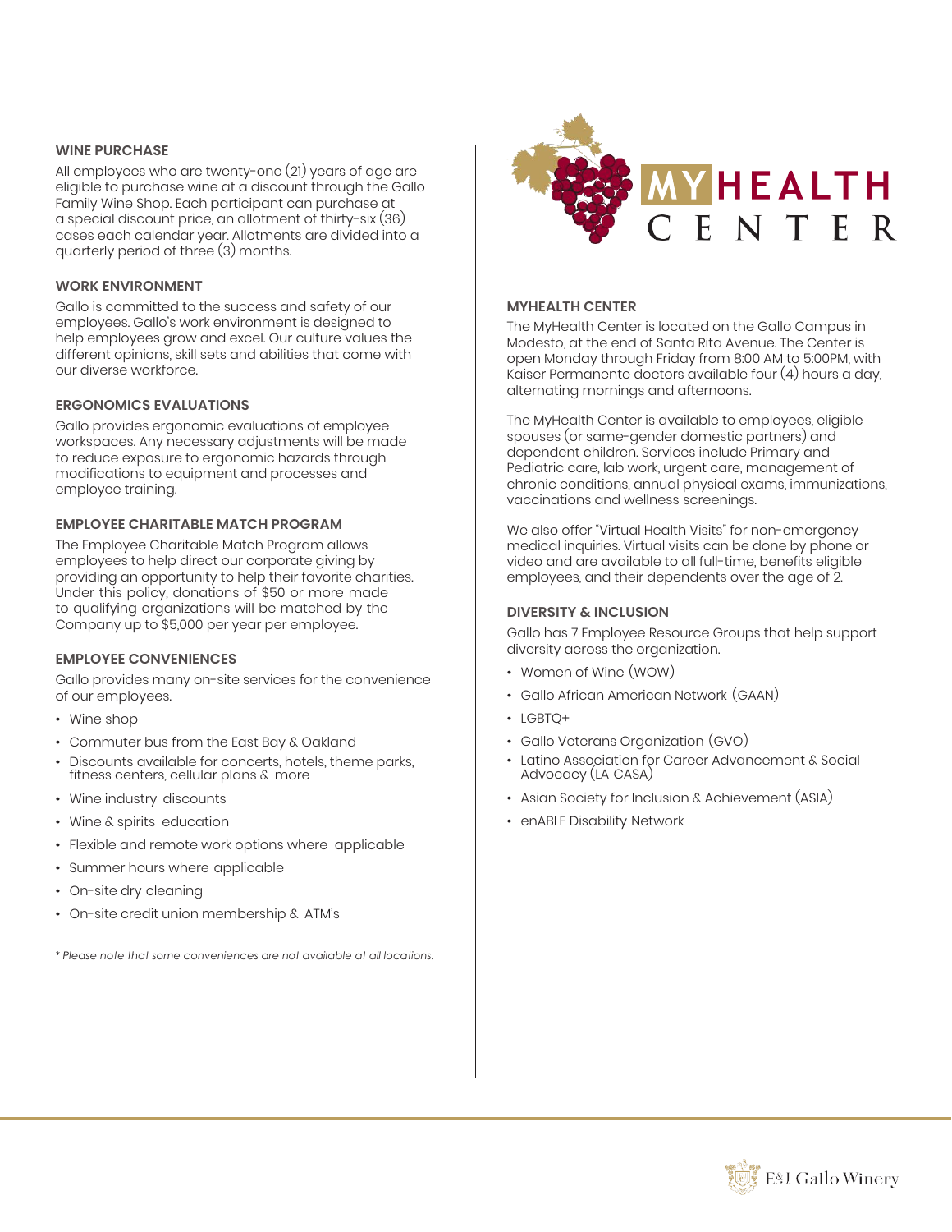## WINE PURCHASE

All employees who are twenty-one (21) years of age are eligible to purchase wine at a discount through the Gallo Family Wine Shop. Each participant can purchase at a special discount price, an allotment of thirty-six (36) cases each calendar year. Allotments are divided into a quarterly period of three (3) months.

## WORK ENVIRONMENT

Gallo is committed to the success and safety of our employees. Gallo's work environment is designed to help employees grow and excel. Our culture values the different opinions, skill sets and abilities that come with our diverse workforce.

## ERGONOMICS EVALUATIONS

Gallo provides ergonomic evaluations of employee workspaces. Any necessary adjustments will be made to reduce exposure to ergonomic hazards through modifications to equipment and processes and employee training.

## EMPLOYEE CHARITABLE MATCH PROGRAM

The Employee Charitable Match Program allows employees to help direct our corporate giving by providing an opportunity to help their favorite charities. Under this policy, donations of $50 or more made to qualifying organizations will be matched by the Company up to $5,000 per year per employee.

## EMPLOYEE CONVENIENCES

Gallo provides many on-site services for the convenience of our employees.

- Wine shop
- Commuter bus from the East Bay & Oakland
- Discounts available for concerts, hotels, theme parks, fitness centers, cellular plans & more
- Wine industry discounts
- Wine & spirits education
- Flexible and remote work options where applicable
- Summer hours where applicable
- On-site dry cleaning
- On-site credit union membership & ATM's

*\* Please note that some conveniences are not available at all locations.*

MY HEALTH CENTER

## MYHEALTH CENTER

The MyHealth Center is located on the Gallo Campus in Modesto, at the end of Santa Rita Avenue. The Center is open Monday through Friday from 8:00 AM to 5:00PM, with Kaiser Permanente doctors available four (4) hours a day, alternating mornings and afternoons.

The MyHealth Center is available to employees, eligible spouses (or same-gender domestic partners) and dependent children. Services include Primary and Pediatric care, lab work, urgent care, management of chronic conditions, annual physical exams, immunizations, vaccinations and wellness screenings.

We also offer "Virtual Health Visits" for non-emergency medical inquiries. Virtual visits can be done by phone or video and are available to all full-time, benefits eligible employees, and their dependents over the age of 2.

## DIVERSITY & INCLUSION

Gallo has 7 Employee Resource Groups that help support diversity across the organization.

- Women of Wine (WOW)
- Gallo African American Network (GAAN)
- LGBTQ+
- Gallo Veterans Organization (GVO)
- Latino Association for Career Advancement & Social Advocacy (LA CASA)
- Asian Society for Inclusion & Achievement (ASIA)
- enABLE Disability Network